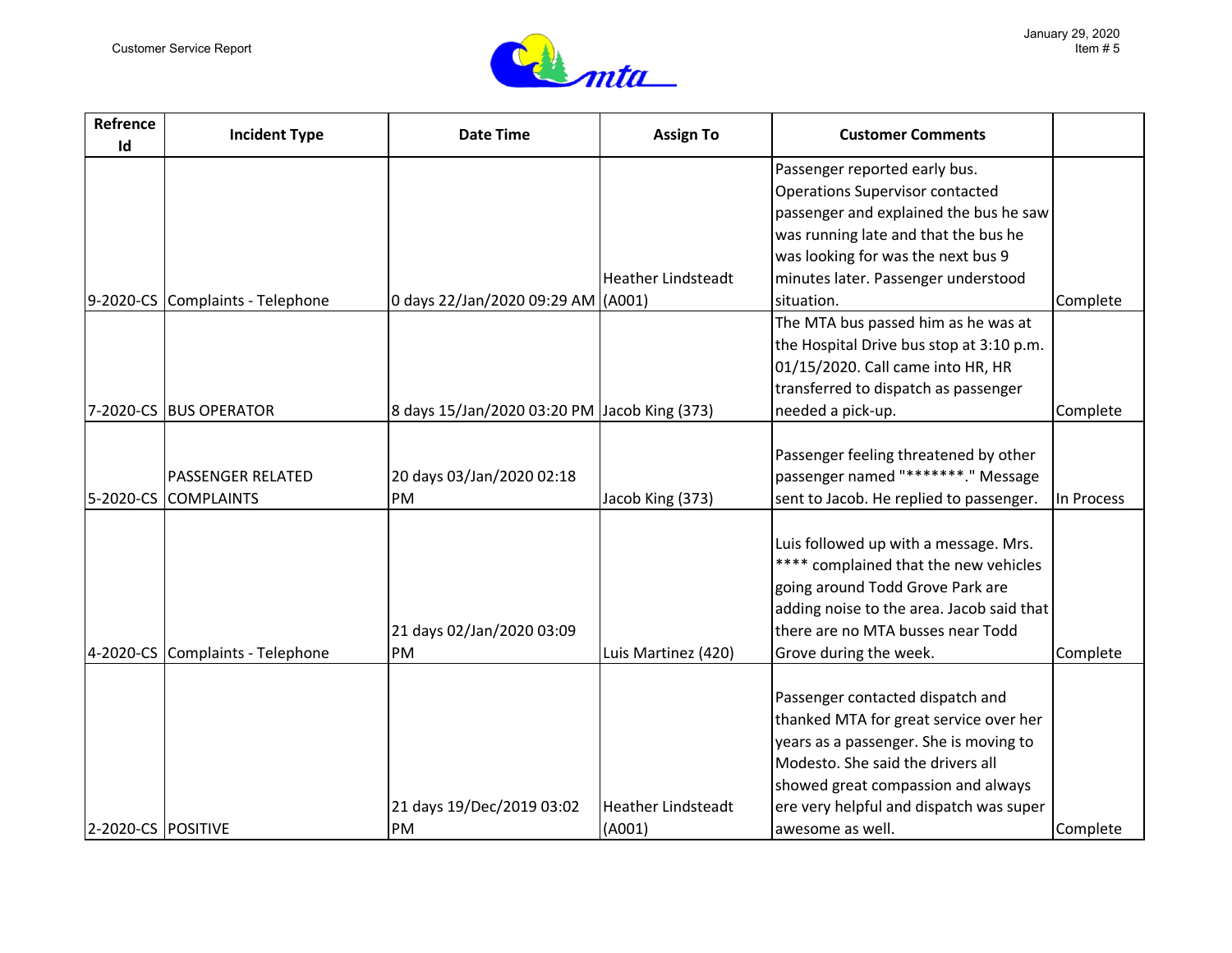Customer Service Report

January 29, 2020
Item # 5

| Refrence Id | Incident Type | Date Time | Assign To | Customer Comments | |
|---|---|---|---|---|---|
| 9-2020-CS | Complaints - Telephone | 0 days 22/Jan/2020 09:29 AM | Heather Lindsteadt (A001) | Passenger reported early bus. Operations Supervisor contacted passenger and explained the bus he saw was running late and that the bus he was looking for was the next bus 9 minutes later. Passenger understood situation. | Complete |
| 7-2020-CS | BUS OPERATOR | 8 days 15/Jan/2020 03:20 PM | Jacob King (373) | The MTA bus passed him as he was at the Hospital Drive bus stop at 3:10 p.m. 01/15/2020. Call came into HR, HR transferred to dispatch as passenger needed a pick-up. | Complete |
| 5-2020-CS | PASSENGER RELATED COMPLAINTS | 20 days 03/Jan/2020 02:18 PM | Jacob King (373) | Passenger feeling threatened by other passenger named "*******." Message sent to Jacob. He replied to passenger. | In Process |
| 4-2020-CS | Complaints - Telephone | 21 days 02/Jan/2020 03:09 PM | Luis Martinez (420) | Luis followed up with a message. Mrs. **** complained that the new vehicles going around Todd Grove Park are adding noise to the area. Jacob said that there are no MTA busses near Todd Grove during the week. | Complete |
| 2-2020-CS | POSITIVE | 21 days 19/Dec/2019 03:02 PM | Heather Lindsteadt (A001) | Passenger contacted dispatch and thanked MTA for great service over her years as a passenger. She is moving to Modesto. She said the drivers all showed great compassion and always ere very helpful and dispatch was super awesome as well. | Complete |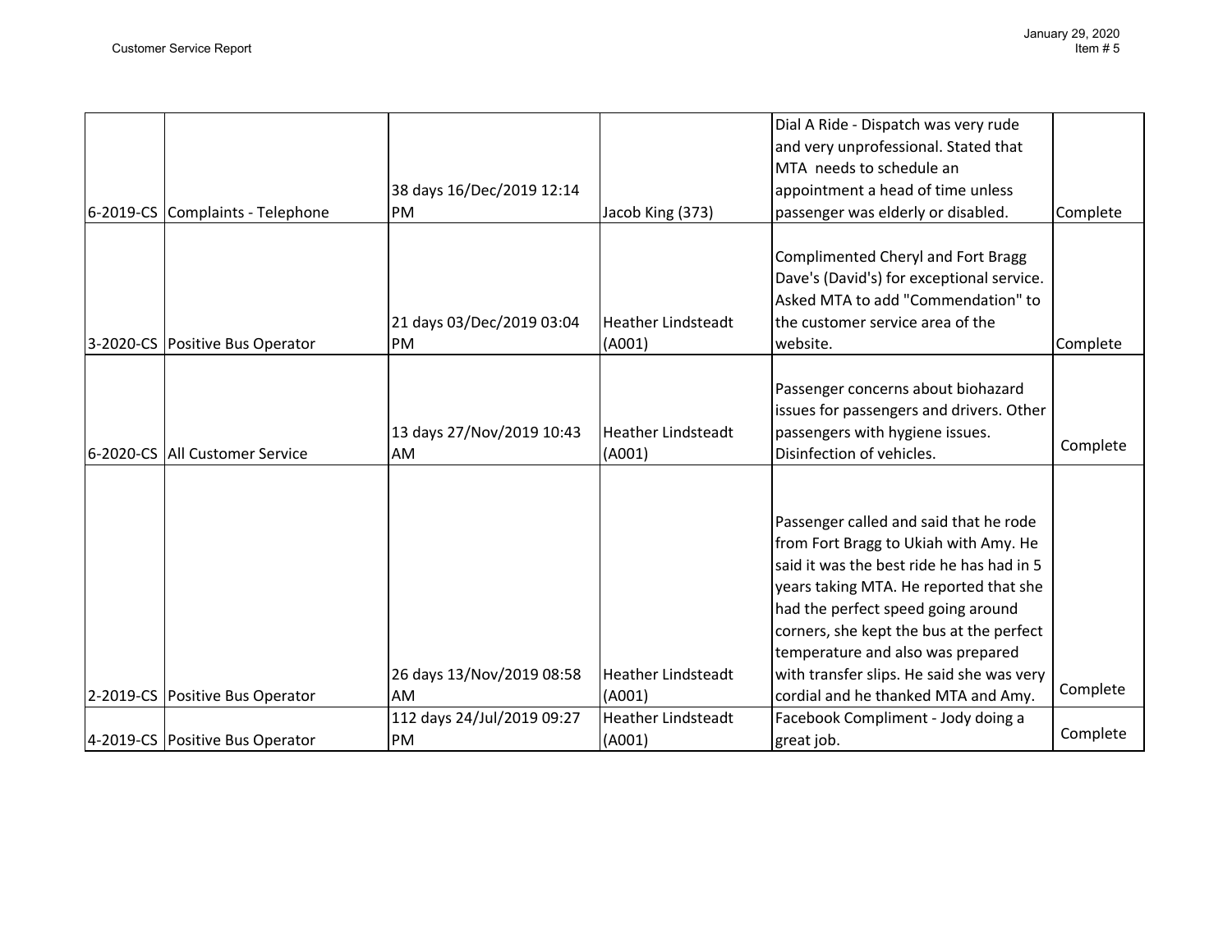| | | | | | |
|---|---|---|---|---|---|
| 6-2019-CS | Complaints - Telephone | 38 days 16/Dec/2019 12:14 PM | Jacob King (373) | Dial A Ride - Dispatch was very rude and very unprofessional. Stated that MTA needs to schedule an appointment a head of time unless passenger was elderly or disabled. | Complete |
| 3-2020-CS | Positive Bus Operator | 21 days 03/Dec/2019 03:04 PM | Heather Lindsteadt (A001) | Complimented Cheryl and Fort Bragg Dave's (David's) for exceptional service. Asked MTA to add "Commendation" to the customer service area of the website. | Complete |
| 6-2020-CS | All Customer Service | 13 days 27/Nov/2019 10:43 AM | Heather Lindsteadt (A001) | Passenger concerns about biohazard issues for passengers and drivers. Other passengers with hygiene issues. Disinfection of vehicles. | Complete |
| 2-2019-CS | Positive Bus Operator | 26 days 13/Nov/2019 08:58 AM | Heather Lindsteadt (A001) | Passenger called and said that he rode from Fort Bragg to Ukiah with Amy. He said it was the best ride he has had in 5 years taking MTA. He reported that she had the perfect speed going around corners, she kept the bus at the perfect temperature and also was prepared with transfer slips. He said she was very cordial and he thanked MTA and Amy. | Complete |
| 4-2019-CS | Positive Bus Operator | 112 days 24/Jul/2019 09:27 PM | Heather Lindsteadt (A001) | Facebook Compliment - Jody doing a great job. | Complete |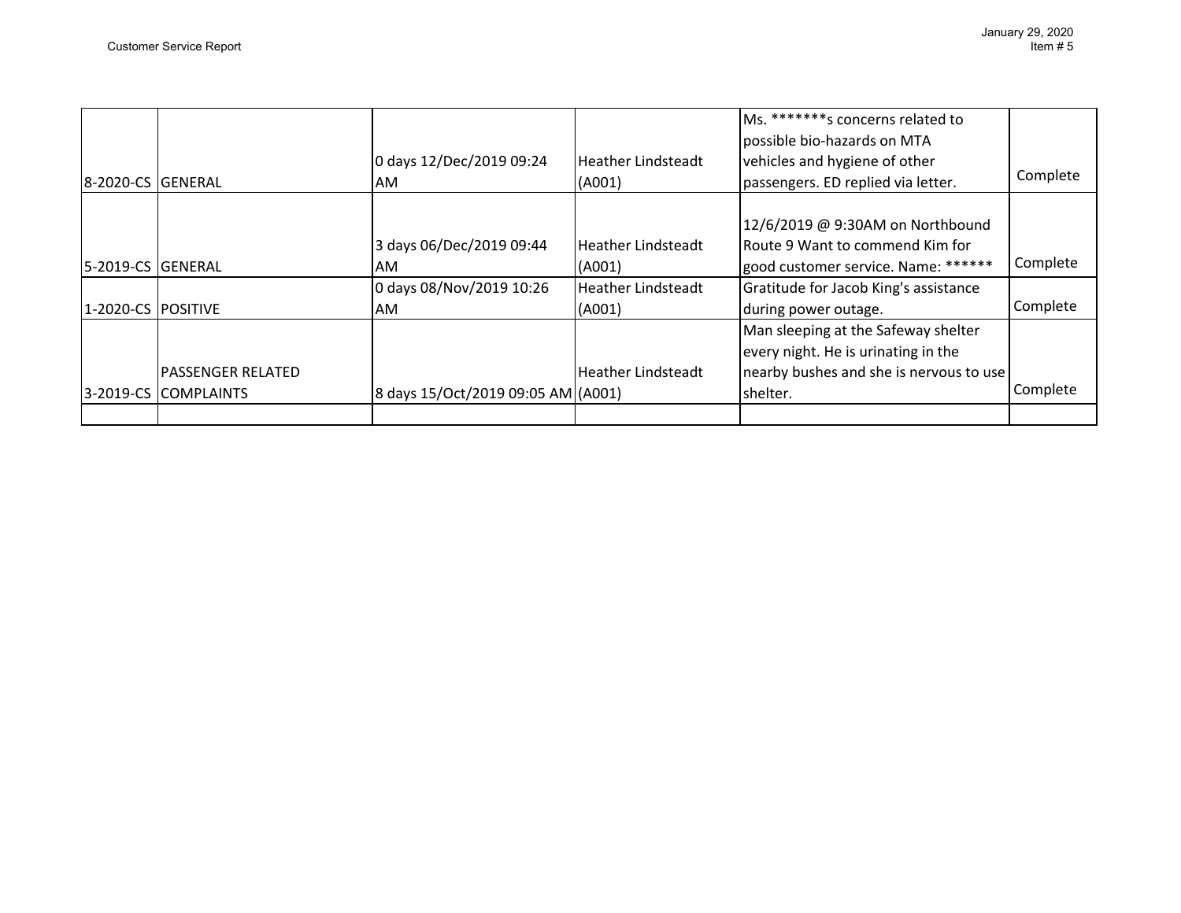| | | | | | |
|---|---|---|---|---|---|
| 8-2020-CS | GENERAL | 0 days 12/Dec/2019 09:24 AM | Heather Lindsteadt (A001) | Ms. *******s concerns related to possible bio-hazards on MTA vehicles and hygiene of other passengers. ED replied via letter. | Complete |
| 5-2019-CS | GENERAL | 3 days 06/Dec/2019 09:44 AM | Heather Lindsteadt (A001) | 12/6/2019 @ 9:30AM on Northbound Route 9 Want to commend Kim for good customer service. Name: ****** | Complete |
| 1-2020-CS | POSITIVE | 0 days 08/Nov/2019 10:26 AM | Heather Lindsteadt (A001) | Gratitude for Jacob King's assistance during power outage. | Complete |
| 3-2019-CS | PASSENGER RELATED COMPLAINTS | 8 days 15/Oct/2019 09:05 AM | Heather Lindsteadt (A001) | Man sleeping at the Safeway shelter every night. He is urinating in the nearby bushes and she is nervous to use shelter. | Complete |
| | | | | | |